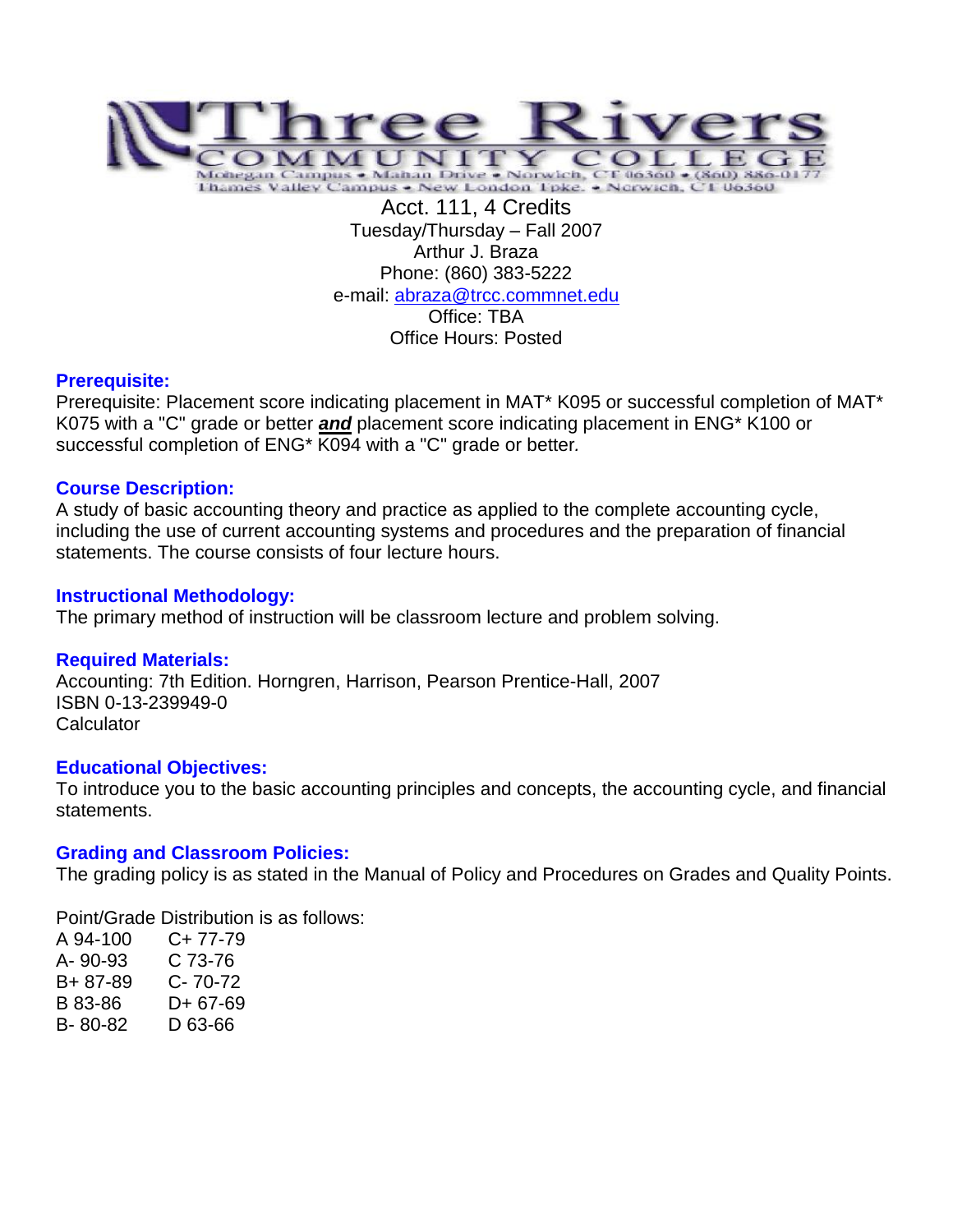# Three Rivers COMMUNITY COLLEGE

Mohegan Campus • Mahan Drive • Norwich, CT 06360 • (860) 886-0177
Thames Valley Campus • New London Tpke. • Norwich, CT 06360

Acct. 111, 4 Credits
Tuesday/Thursday – Fall 2007
Arthur J. Braza
Phone: (860) 383-5222
e-mail: abraza@trcc.commnet.edu
Office: TBA
Office Hours: Posted

## Prerequisite:

Prerequisite: Placement score indicating placement in MAT* K095 or successful completion of MAT* K075 with a "C" grade or better ***and*** placement score indicating placement in ENG* K100 or successful completion of ENG* K094 with a "C" grade or better.

## Course Description:

A study of basic accounting theory and practice as applied to the complete accounting cycle, including the use of current accounting systems and procedures and the preparation of financial statements. The course consists of four lecture hours.

## Instructional Methodology:

The primary method of instruction will be classroom lecture and problem solving.

## Required Materials:

Accounting: 7th Edition. Horngren, Harrison, Pearson Prentice-Hall, 2007
ISBN 0-13-239949-0
Calculator

## Educational Objectives:

To introduce you to the basic accounting principles and concepts, the accounting cycle, and financial statements.

## Grading and Classroom Policies:

The grading policy is as stated in the Manual of Policy and Procedures on Grades and Quality Points.

Point/Grade Distribution is as follows:

| | |
|---|---|
| A 94-100 | C+ 77-79 |
| A- 90-93 | C 73-76 |
| B+ 87-89 | C- 70-72 |
| B 83-86 | D+ 67-69 |
| B- 80-82 | D 63-66 |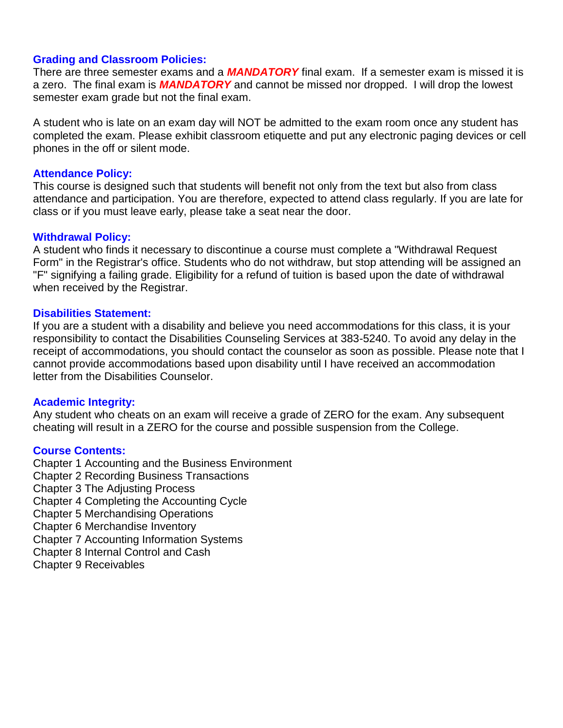### Grading and Classroom Policies:

There are three semester exams and a ***MANDATORY*** final exam. If a semester exam is missed it is a zero. The final exam is ***MANDATORY*** and cannot be missed nor dropped. I will drop the lowest semester exam grade but not the final exam.

A student who is late on an exam day will NOT be admitted to the exam room once any student has completed the exam. Please exhibit classroom etiquette and put any electronic paging devices or cell phones in the off or silent mode.

### Attendance Policy:

This course is designed such that students will benefit not only from the text but also from class attendance and participation. You are therefore, expected to attend class regularly. If you are late for class or if you must leave early, please take a seat near the door.

### Withdrawal Policy:

A student who finds it necessary to discontinue a course must complete a "Withdrawal Request Form" in the Registrar's office. Students who do not withdraw, but stop attending will be assigned an "F" signifying a failing grade. Eligibility for a refund of tuition is based upon the date of withdrawal when received by the Registrar.

### Disabilities Statement:

If you are a student with a disability and believe you need accommodations for this class, it is your responsibility to contact the Disabilities Counseling Services at 383-5240. To avoid any delay in the receipt of accommodations, you should contact the counselor as soon as possible. Please note that I cannot provide accommodations based upon disability until I have received an accommodation letter from the Disabilities Counselor.

### Academic Integrity:

Any student who cheats on an exam will receive a grade of ZERO for the exam. Any subsequent cheating will result in a ZERO for the course and possible suspension from the College.

### Course Contents:

Chapter 1 Accounting and the Business Environment
Chapter 2 Recording Business Transactions
Chapter 3 The Adjusting Process
Chapter 4 Completing the Accounting Cycle
Chapter 5 Merchandising Operations
Chapter 6 Merchandise Inventory
Chapter 7 Accounting Information Systems
Chapter 8 Internal Control and Cash
Chapter 9 Receivables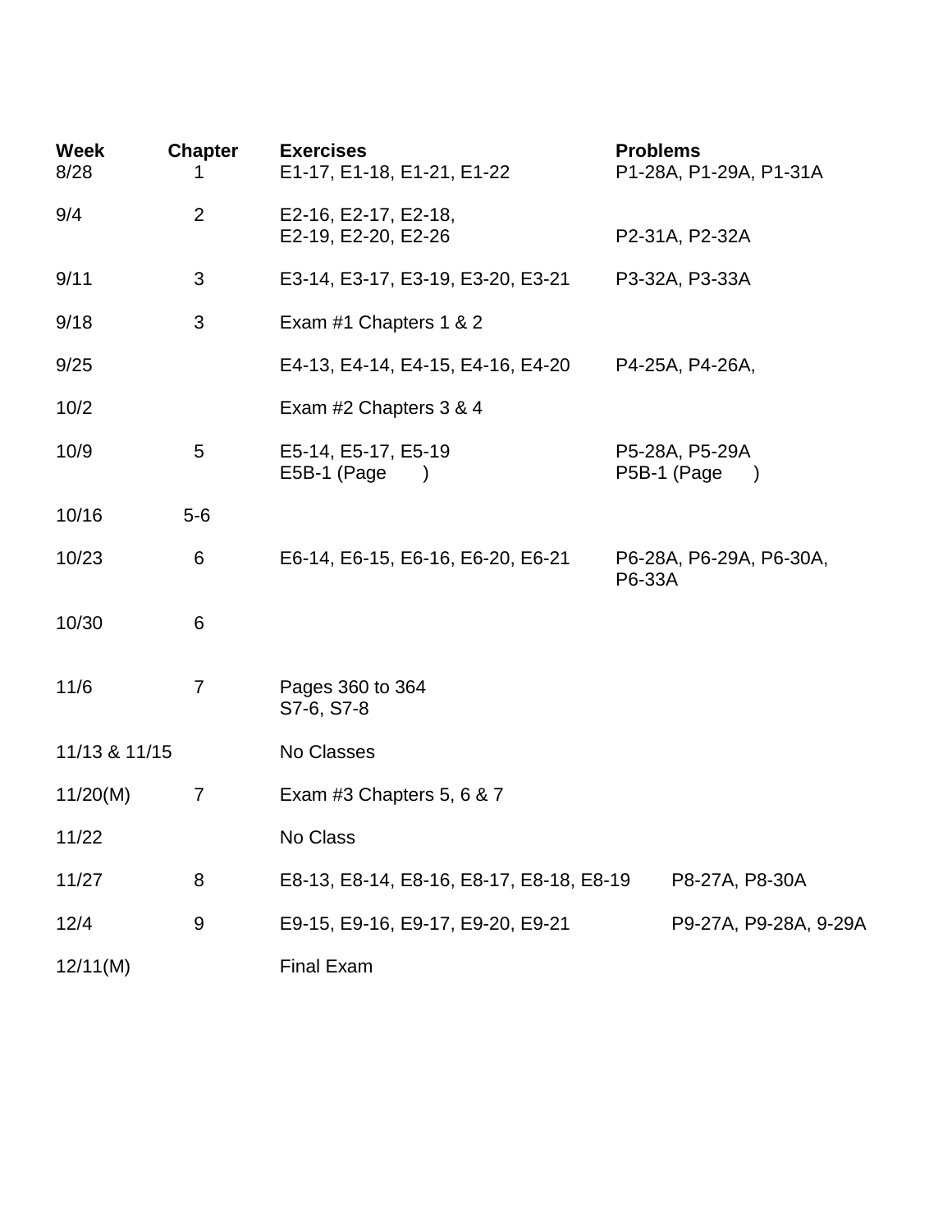| Week | Chapter | Exercises | Problems |
|---|---|---|---|
| 8/28 | 1 | E1-17, E1-18, E1-21, E1-22 | P1-28A, P1-29A, P1-31A |
| 9/4 | 2 | E2-16, E2-17, E2-18, E2-19, E2-20, E2-26 | P2-31A, P2-32A |
| 9/11 | 3 | E3-14, E3-17, E3-19, E3-20, E3-21 | P3-32A, P3-33A |
| 9/18 | 3 | Exam #1 Chapters 1 & 2 | |
| 9/25 | | E4-13, E4-14, E4-15, E4-16, E4-20 | P4-25A, P4-26A, |
| 10/2 | | Exam #2 Chapters 3 & 4 | |
| 10/9 | 5 | E5-14, E5-17, E5-19 E5B-1 (Page ) | P5-28A, P5-29A P5B-1 (Page ) |
| 10/16 | 5-6 | | |
| 10/23 | 6 | E6-14, E6-15, E6-16, E6-20, E6-21 | P6-28A, P6-29A, P6-30A, P6-33A |
| 10/30 | 6 | | |
| 11/6 | 7 | Pages 360 to 364 S7-6, S7-8 | |
| 11/13 & 11/15 | | No Classes | |
| 11/20(M) | 7 | Exam #3 Chapters 5, 6 & 7 | |
| 11/22 | | No Class | |
| 11/27 | 8 | E8-13, E8-14, E8-16, E8-17, E8-18, E8-19 | P8-27A, P8-30A |
| 12/4 | 9 | E9-15, E9-16, E9-17, E9-20, E9-21 | P9-27A, P9-28A, 9-29A |
| 12/11(M) | | Final Exam | |